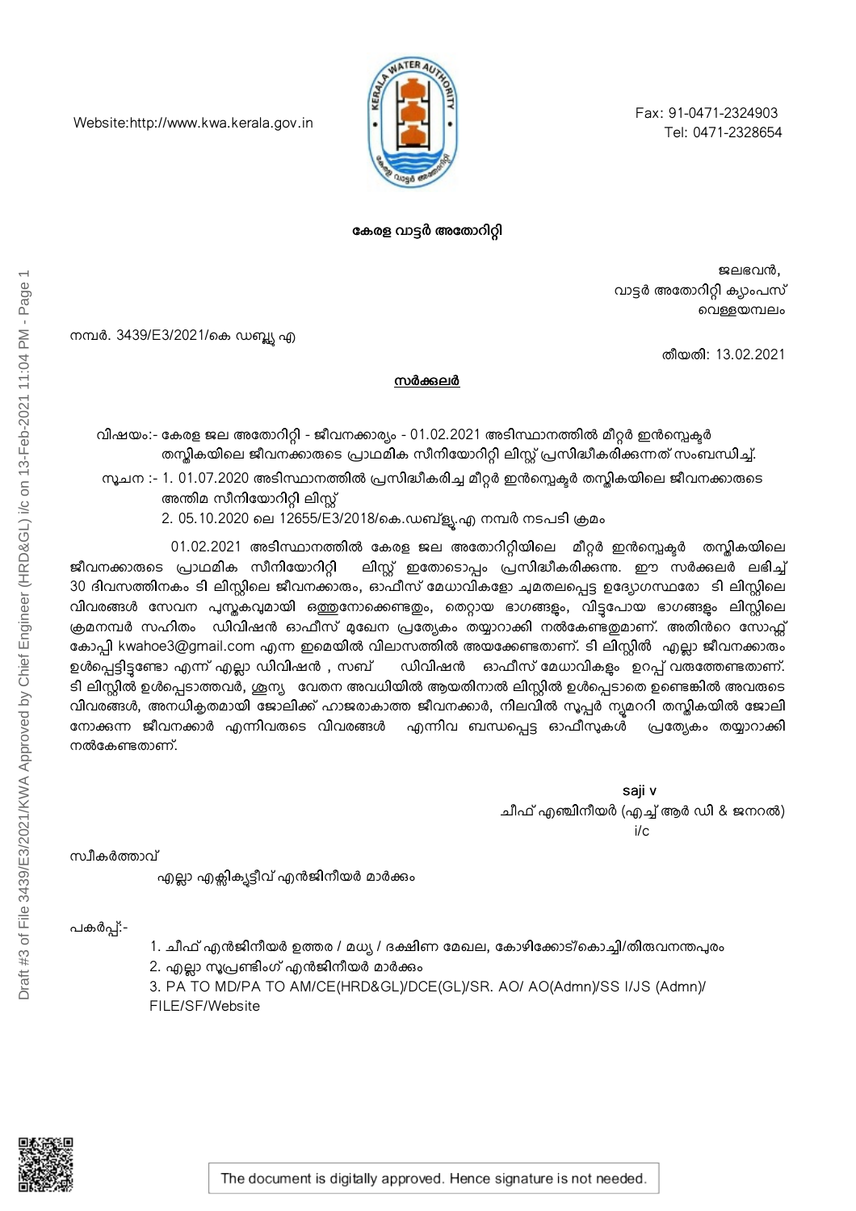Website:http://www.kwa.kerala.gov.in

Fax: 91-0471-2324903
Tel: 0471-2328654

**കേരള വാട്ടർ അതോറിറ്റി**

ജലഭവൻ,
വാട്ടർ അതോറിറ്റി ക്യാംപസ്
വെള്ളയമ്പലം

നമ്പർ. 3439/E3/2021/കെ ഡബ്ല്യൂ എ

തീയതി: 13.02.2021

**സർക്കുലർ**

വിഷയം:- കേരള ജല അതോറിറ്റി - ജീവനക്കാര്യം - 01.02.2021 അടിസ്ഥാനത്തിൽ മീറ്റർ ഇൻസ്പെക്ടർ തസ്തികയിലെ ജീവനക്കാരുടെ പ്രാഥമിക സീനിയോറിറ്റി ലിസ്റ്റ് പ്രസിദ്ധീകരിക്കുന്നത് സംബന്ധിച്ച്.

സൂചന :- 1. 01.07.2020 അടിസ്ഥാനത്തിൽ പ്രസിദ്ധീകരിച്ച മീറ്റർ ഇൻസ്പെക്ടർ തസ്തികയിലെ ജീവനക്കാരുടെ അന്തിമ സീനിയോറിറ്റി ലിസ്റ്റ്
2. 05.10.2020 ലെ 12655/E3/2018/കെ.ഡബ്ല്യൂ.എ നമ്പർ നടപടി ക്രമം

01.02.2021 അടിസ്ഥാനത്തിൽ കേരള ജല അതോറിറ്റിയിലെ മീറ്റർ ഇൻസ്പെക്ടർ തസ്തികയിലെ ജീവനക്കാരുടെ പ്രാഥമിക സീനിയോറിറ്റി ലിസ്റ്റ് ഇതോടൊപ്പം പ്രസിദ്ധീകരിക്കുന്നു. ഈ സർക്കുലർ ലഭിച്ച് 30 ദിവസത്തിനകം ടി ലിസ്റ്റിലെ ജീവനക്കാരും, ഓഫീസ് മേധാവികളോ ചുമതലപ്പെട്ട ഉദ്യോഗസ്ഥരോ ടി ലിസ്റ്റിലെ വിവരങ്ങൾ സേവന പുസ്തകവുമായി ഒത്തുനോക്കേണ്ടതും, തെറ്റായ ഭാഗങ്ങളും, വിട്ടുപോയ ഭാഗങ്ങളും ലിസ്റ്റിലെ ക്രമനമ്പർ സഹിതം ഡിവിഷൻ ഓഫീസ് മുഖേന പ്രത്യേകം തയ്യാറാക്കി നൽകേണ്ടതുമാണ്. അതിൻറെ സോഫ്റ്റ് കോപ്പി kwahoe3@gmail.com എന്ന ഇമെയിൽ വിലാസത്തിൽ അയക്കേണ്ടതാണ്. ടി ലിസ്റ്റിൽ എല്ലാ ജീവനക്കാരും ഉൾപ്പെട്ടിട്ടുണ്ടോ എന്ന് എല്ലാ ഡിവിഷൻ , സബ് ഡിവിഷൻ ഓഫീസ് മേധാവികളും ഉറപ്പ് വരുത്തേണ്ടതാണ്. ടി ലിസ്റ്റിൽ ഉൾപ്പെടാത്തവർ, ശൂന്യ വേതന അവധിയിൽ ആയതിനാൽ ലിസ്റ്റിൽ ഉൾപ്പെടാതെ ഉണ്ടെങ്കിൽ അവരുടെ വിവരങ്ങൾ, അനധികൃതമായി ജോലിക്ക് ഹാജരാകാത്ത ജീവനക്കാർ, നിലവിൽ സൂപ്പർ ന്യൂമററി തസ്തികയിൽ ജോലി നോക്കുന്ന ജീവനക്കാർ എന്നിവരുടെ വിവരങ്ങൾ എന്നിവ ബന്ധപ്പെട്ട ഓഫീസുകൾ പ്രത്യേകം തയ്യാറാക്കി നൽകേണ്ടതാണ്.

**saji v**
ചീഫ് എഞ്ചിനീയർ (എച്ച് ആർ ഡി & ജനറൽ)
i/c

സ്വീകർത്താവ്

എല്ലാ എക്സിക്യൂട്ടീവ് എൻജിനീയർ മാർക്കും

പകർപ്പ്:-

1. ചീഫ് എൻജിനീയർ ഉത്തര / മധ്യ / ദക്ഷിണ മേഖല, കോഴിക്കോട്/കൊച്ചി/തിരുവനന്തപുരം
2. എല്ലാ സൂപ്രണ്ടിംഗ് എൻജിനീയർ മാർക്കും
3. PA TO MD/PA TO AM/CE(HRD&GL)/DCE(GL)/SR. AO/ AO(Admn)/SS I/JS (Admn)/ FILE/SF/Website

The document is digitally approved. Hence signature is not needed.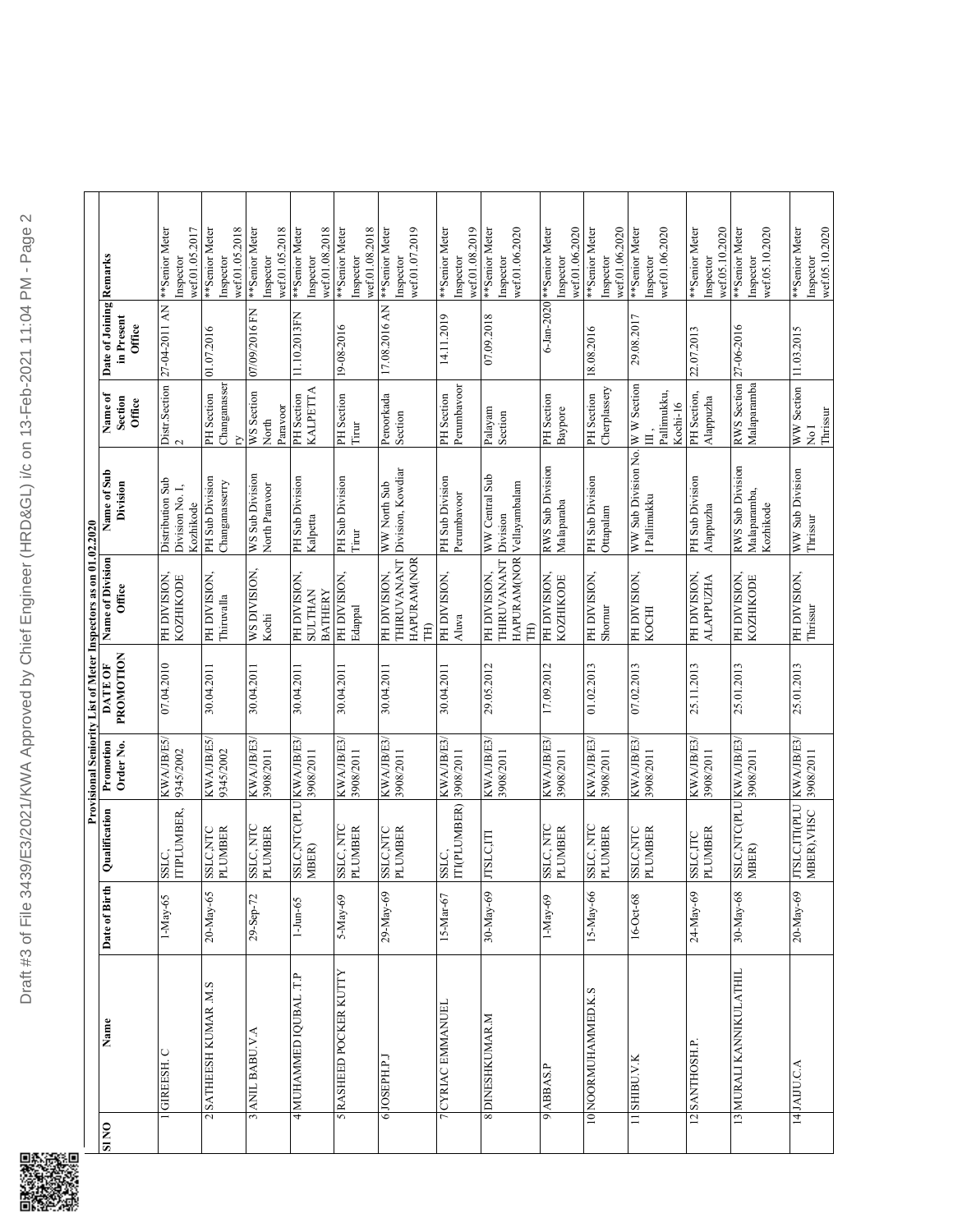Provisional Seniority List of Meter Inspectors as on 01.02.2020

| Sl NO | Name | Date of Birth | Qualification | Promotion Order No. | DATE OF PROMOTION | Name of Division Office | Name of Sub Division | Name of Section Office | Date of Joining in Present Office | Remarks |
|---|---|---|---|---|---|---|---|---|---|---|
| 1 | GIREESH. C | 1-May-65 | SSLC, ITI[PLUMBER, | KWA/JB/E5/ 9345/2002 | 07.04.2010 | PH DIVISION, KOZHIKODE | Distribution Sub Division No. 1, Kozhikode | Distr.Section 2 | 27-04-2011 AN | **Senior Meter Inspector wef.01.05.2017 |
| 2 | SATHEESH KUMAR .M.S | 20-May-65 | SSLC,NTC PLUMBER | KWA/JB/E5/ 9345/2002 | 30.04.2011 | PH DIVISION, Thiruvalla | PH Sub Division Changanasserry | PH Section Changanasser ry | 01.07.2016 | **Senior Meter Inspector wef.01.05.2018 |
| 3 | ANIL BABU.V.A | 29-Sep-72 | SSLC, NTC PLUMBER | KWA/JB/E3/ 3908/2011 | 30.04.2011 | WS DIVISION, Kochi | WS Sub Division North Paravoor | WS Section North Paravoor | 07/09/2016 FN | **Senior Meter Inspector wef.01.05.2018 |
| 4 | MUHAMMED IQUBAL .T.P | 1-Jun-65 | SSLC,NTC(PLU MBER) | KWA/JB/E3/ 3908/2011 | 30.04.2011 | PH DIVISION, SULTHAN BATHERY | PH Sub Division Kalpetta | PH Section KALPETTA | 11.10.2013FN | **Senior Meter Inspector wef.01.08.2018 |
| 5 | RASHEED POCKER KUTTY | 5-May-69 | SSLC, NTC PLUMBER | KWA/JB/E3/ 3908/2011 | 30.04.2011 | PH DIVISION, Edappal | PH Sub Division Tirur | PH Section Tirur | 19-08-2016 | **Senior Meter Inspector wef.01.08.2018 |
| 6 | JOSEPH.P.J | 29-May-69 | SSLC,NTC PLUMBER | KWA/JB/E3/ 3908/2011 | 30.04.2011 | PH DIVISION, THIRUVANANT HAPURAM(NOR TH) | WW North Sub Division, Kowdiar | Peroorkada Section | 17.08.2016 AN | **Senior Meter Inspector wef.01.07.2019 |
| 7 | CYRIAC EMMANUEL | 15-Mar-67 | SSLC, ITI(PLUMBER) | KWA/JB/E3/ 3908/2011 | 30.04.2011 | PH DIVISION, Aluva | PH Sub Division Perumbavoor | PH Section Perumbavoor | 14.11.2019 | **Senior Meter Inspector wef.01.08.2019 |
| 8 | DINESHKUMAR.M | 30-May-69 | JTSLC,ITI | KWA/JB/E3/ 3908/2011 | 29.05.2012 | PH DIVISION, THIRUVANANT HAPURAM(NOR TH) | WW Central Sub Division Vellayambalam | Palayam Section | 07.09.2018 | **Senior Meter Inspector wef.01.06.2020 |
| 9 | ABBAS.P | 1-May-69 | SSLC, NTC PLUMBER | KWA/JB/E3/ 3908/2011 | 17.09.2012 | PH DIVISION, KOZHIKODE | RWS Sub Division Malaparaba | PH Section Baypore | 6-Jan-2020 | **Senior Meter Inspector wef.01.06.2020 |
| 10 | NOORMUHAMMED.K.S | 15-May-66 | SSLC, NTC PLUMBER | KWA/JB/E3/ 3908/2011 | 01.02.2013 | PH DIVISION, Shornur | PH Sub Division Ottapalam | PH Section Cherplassery | 18.08.2016 | **Senior Meter Inspector wef.01.06.2020 |
| 11 | SHIBU.V.K | 16-Oct-68 | SSLC,NTC PLUMBER | KWA/JB/E3/ 3908/2011 | 07.02.2013 | PH DIVISION, KOCHI | WW Sub Division No. I Pallimukku | W W Section III , Pallimukku, Kochi-16 | 29.08.2017 | **Senior Meter Inspector wef.01.06.2020 |
| 12 | SANTHOSH.P. | 24-May-69 | SSLC,ITC PLUMBER | KWA/JB/E3/ 3908/2011 | 25.11.2013 | PH DIVISION, ALAPPUZHA | PH Sub Division Alappuzha | PH Section, Alappuzha | 22.07.2013 | **Senior Meter Inspector wef.05.10.2020 |
| 13 | MURALI KANNIKULATHIL | 30-May-68 | SSLC,NTC(PLU MBER) | KWA/JB/E3/ 3908/2011 | 25.01.2013 | PH DIVISION, KOZHIKODE | RWS Sub Division Malaparamba, Kozhikode | RWS Section Malaparamba | 27-06-2016 | **Senior Meter Inspector wef.05.10.2020 |
| 14 | JAIJU.C.A | 20-May-69 | JTSLC,ITI(PLU MBER),VHSC | KWA/JB/E3/ 3908/2011 | 25.01.2013 | PH DIVISION, Thrissur | WW Sub Division Thrissur | WW Section No I Thrissur | 11.03.2015 | **Senior Meter Inspector wef.05.10.2020 |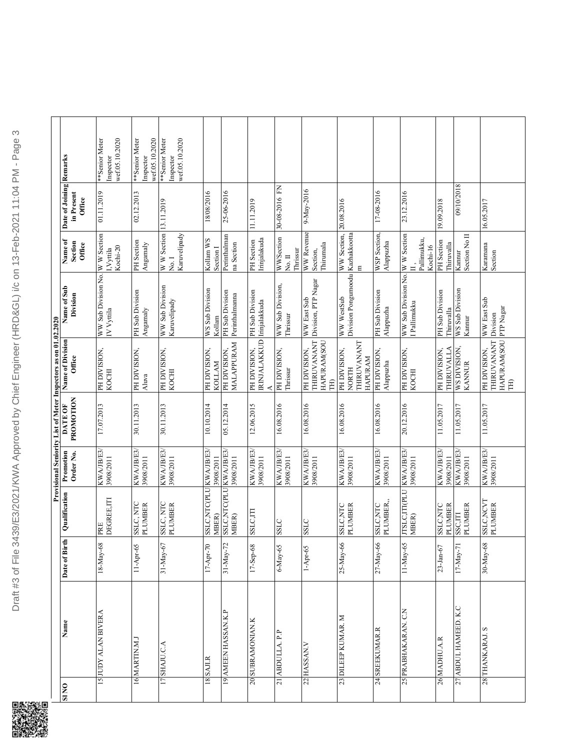Draft #3 of File 3439/E3/2021/KWA Approved by Chief Engineer (HRD&GL) i/c on 13-Feb-2021 11:04 PM - Page 3

**Provisional Seniority List of Meter Inspectors as on 01.02.2020**

| Sl NO | Name | Date of Birth | Qualification | Promotion Order No. | DATE OF PROMOTION | Name of Division Office | Name of Sub Division | Name of Section Office | Date of Joining in Present Office | Remarks |
|---|---|---|---|---|---|---|---|---|---|---|
| 15 | JUDY ALAN BIVERA | 18-May-68 | PRE DEGREE,ITI | KWA/JB/E3/3908/2011 | 17.07.2013 | PH DIVISION, KOCHI | WW Sub Division No. IV Vyttila | W W Section I,Vyttila Kochi-20 | 01.11.2019 | **Senior Meter Inspector wef.05.10.2020 |
| 16 | MARTIN.M.J | 11-Apr-65 | SSLC, NTC PLUMBER | KWA/JB/E3/3908/2011 | 30.11.2013 | PH DIVISION, Aluva | PH Sub Division Angamaly | PH Section Angamaly | 02.12.2013 | **Senior Meter Inspector wef.05.10.2020 |
| 17 | SHAJU.C.A | 31-May-67 | SSLC, NTC PLUMBER | KWA/JB/E3/3908/2011 | 30.11.2013 | PH DIVISION, KOCHI | WW Sub Division Karuvelipady | W W Section No. I Karuvelipady | 13.11.2019 | **Senior Meter Inspector wef.05.10.2020 |
| 18 | SAJI.R | 17-Apr-70 | SSLC,NTC(PLUMBER) | KWA/JB/E3/3908/2011 | 10.10.2014 | PH DIVISION, KOLLAM | WS Sub Division Kollam | Kollam WS Section I | 18/08/2016 | |
| 19 | AMEEN HASSAN.K.P | 31-May-72 | SSLC,NTC(PLUMBER) | KWA/JB/E3/3908/2011 | 05.12.2014 | PH DIVISION, MALAPPURAM | PH Sub Division Perinthalmanna | Perinthalmanna Section | 25-06-2016 | |
| 20 | SUBRAMONIAN.K | 17-Sep-68 | SSLC.ITI | KWA/JB/E3/3908/2011 | 12.06.2015 | PH DIVISION, IRINJALAKKUDA | PH Sub Division Irinjalakkuda | PH Section Irinjalakuda | 11.11.2019 | |
| 21 | ABDULLA. P.P | 6-May-65 | SSLC | KWA/JB/E3/3908/2011 | 16.08.2016 | PH DIVISION, Thrissur | WW Sub Division, Thrissur | WWSection No. II Thrissur | 30-08-2016 FN | |
| 22 | HASSAN.V | 1-Apr-65 | SSLC | KWA/JB/E3/3908/2011 | 16.08.2016 | PH DIVISION, THIRUVANANTHAPURAM(SOUTH) | WW East Sub Division, PTP Nagar | WW Revenue Section, Thirumala | 9-May-2016 | |
| 23 | DILEEP KUMAR. M | 25-May-66 | SSLC,NTC PLUMBER | KWA/JB/E3/3908/2011 | 16.08.2016 | PH DIVISION, NORTH THIRUVANANTHAPURAM | WW WestSub Division Pongumoodu | WW Section, Kazhakkootta m | 20.08.2016 | |
| 24 | SREEKUMAR.R | 27-May-66 | SSLC,NTC PLUMBER,, | KWA/JB/E3/3908/2011 | 16.08.2016 | PH DIVISION, Alappuzha | PH Sub Division Alappuzha | WSP Section, Alappuzha | 17-08-2016 | |
| 25 | PRABHAKARAN. C.N | 11-May-65 | JTSLC,ITI(PLUMBER) | KWA/JB/E3/3908/2011 | 20.12.2016 | PH DIVISION, KOCHI | WW Sub Division No. I Pallimukku | W W Section II , Pallimukku, Kochi-16 | 23.12.2016 | |
| 26 | MADHU.A.R | 23-Jan-67 | SSLC,NTC PLUMBER | KWA/JB/E3/3908/2011 | 11.05.2017 | PH DIVISION, THIRUVALLA | PH Sub Division Thiruvalla | PH Section Thiruvalla | 19.09.2018 | |
| 27 | ABDUL HAMEED. K.C | 17-May-71 | SSC,ITI PLUMBER | KWA/JB/E3/3908/2011 | 11.05.2017 | WS DIVISION, KANNUR | WS Sub Division Kannur | Kannur Section No II | 09/10/2018 | |
| 28 | THANKARAJ. S | 30-May-68 | SSLC,NCVT PLUMBER | KWA/JB/E3/3908/2011 | 11.05.2017 | PH DIVISION, THIRUVANANTHAPURAM(SOUTH) | WW East Sub Division PTP Nagar | Karamana Section | 16.05.2017 | |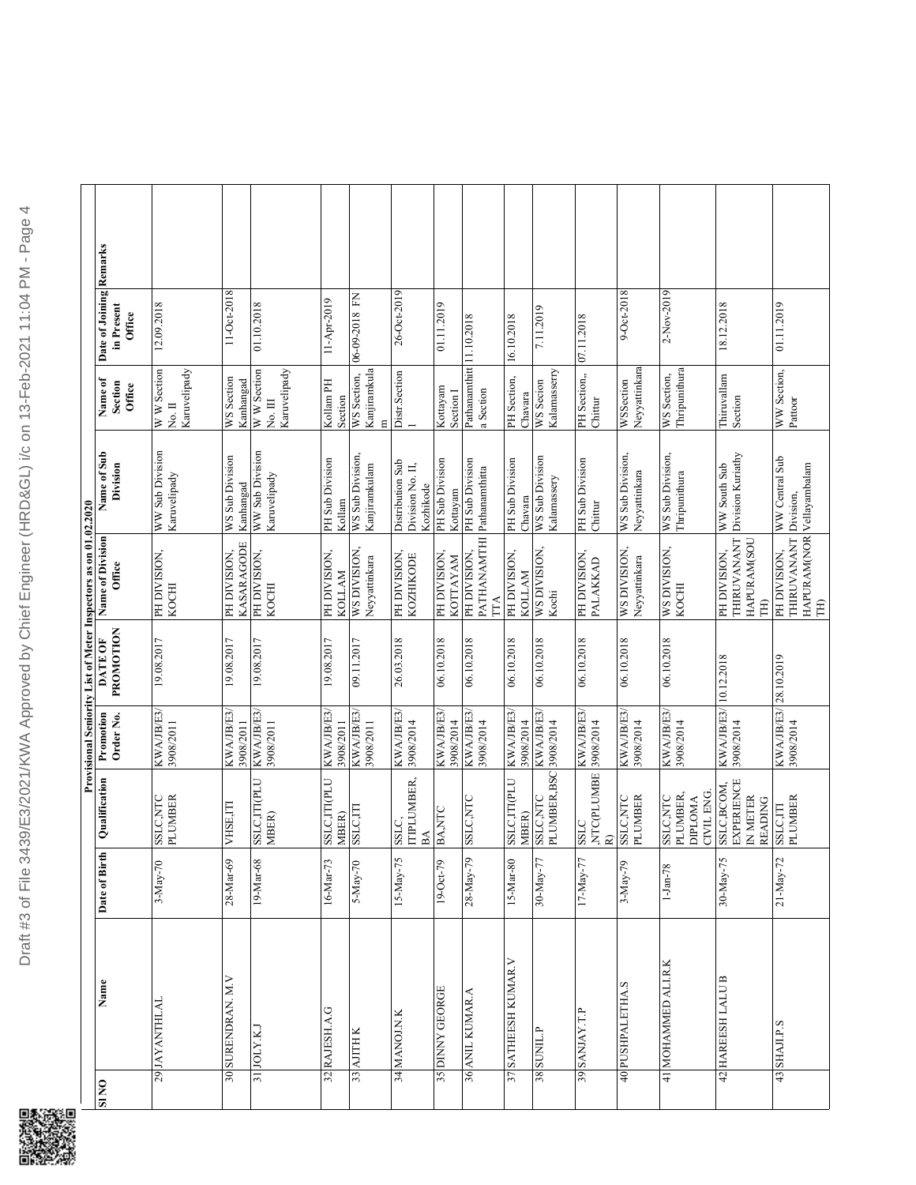Draft #3 of File 3439/E3/2021/KWA Approved by Chief Engineer (HRD&GL) i/c on 13-Feb-2021 11:04 PM - Page 4

**Provisional Seniority List of Meter Inspectors as on 01.02.2020**

| Sl NO | Name | Date of Birth | Qualification | Promotion Order No. | DATE OF PROMOTION | Name of Division Office | Name of Sub Division | Name of Section Office | Date of Joining in Present Office | Remarks |
|---|---|---|---|---|---|---|---|---|---|---|
| 29 | JAYANTHI.AL | 3-May-70 | SSLC,NTC PLUMBER | KWA/JB/E3/3908/2011 | 19.08.2017 | PH DIVISION, KOCHI | WW Sub Division Karuvelipady | W W Section No. II Karuvelipady | 12.09.2018 | |
| 30 | SURENDRAN. M.V | 28-Mar-69 | VHSE,ITI | KWA/JB/E3/3908/2011 | 19.08.2017 | PH DIVISION, KASARAGODE | WS Sub Division Kanhangad | WS Section Kanhangad | 11-Oct-2018 | |
| 31 | JOLY.K.J | 19-Mar-68 | SSLC,ITI(PLUMBER) | KWA/JB/E3/3908/2011 | 19.08.2017 | PH DIVISION, KOCHI | WW Sub Division Karuvelipady | W W Section No. III Karuvelipady | 01.10.2018 | |
| 32 | RAJESH.A.G | 16-Mar-73 | SSLC,ITI(PLUMBER) | KWA/JB/E3/3908/2011 | 19.08.2017 | PH DIVISION, KOLLAM | PH Sub Division Kollam | Kollam PH Section | 11-Apr-2019 | |
| 33 | AJITH K | 5-May-70 | SSLC,ITI | KWA/JB/E3/3908/2011 | 09.11.2017 | WS DIVISION, Neyyattinkara | WS Sub Division, Kanjiramkulam | WS Section, Kanjiramkulam | 06-09-2018 FN | |
| 34 | MANOJ.N.K | 15-May-75 | SSLC, ITIPLUMBER, BA | KWA/JB/E3/3908/2014 | 26.03.2018 | PH DIVISION, KOZHIKODE | Distribution Sub Division No. II, Kozhikode | Distr.Section 1 | 26-Oct-2019 | |
| 35 | DINNY GEORGE | 19-Oct-79 | BA,NTC | KWA/JB/E3/3908/2014 | 06.10.2018 | PH DIVISION, KOTTAYAM | PH Sub Division Kottayam | Kottayam Section I | 01.11.2019 | |
| 36 | ANIL KUMAR.A | 28-May-79 | SSLC,NTC | KWA/JB/E3/3908/2014 | 06.10.2018 | PH DIVISION, PATHANAMTHITTA | PH Sub Division Pathanamthitta | Pathanamthitta Section | 11.10.2018 | |
| 37 | SATHEESH KUMAR.V | 15-Mar-80 | SSLC,ITI(PLUMBER) | KWA/JB/E3/3908/2014 | 06.10.2018 | PH DIVISION, KOLLAM | PH Sub Division Chavara | PH Section, Chavara | 16.10.2018 | |
| 38 | SUNIL.P | 30-May-77 | SSLC,NTC PLUMBER,BSC | KWA/JB/E3/3908/2014 | 06.10.2018 | WS DIVISION, Kochi | WS Sub Division Kalamassery | WS Secion Kalamasserry | 7.11.2019 | |
| 39 | SANJAY.T.P | 17-May-77 | SSLC ,NTC(PLUMBER) | KWA/JB/E3/3908/2014 | 06.10.2018 | PH DIVISION, PALAKKAD | PH Sub Division Chittur | PH Section,, Chittur | 07.11.2018 | |
| 40 | PUSHPALETHA.S | 3-May-79 | SSLC,NTC PLUMBER | KWA/JB/E3/3908/2014 | 06.10.2018 | WS DIVISION, Neyyattinkara | WS Sub Division, Neyyattinkara | WSSection Neyyattinkara | 9-Oct-2018 | |
| 41 | MOHAMMED ALI.R.K | 1-Jan-78 | SSLC,NTC PLUMBER, DIPLOMA CIVIL ENG. | KWA/JB/E3/3908/2014 | 06.10.2018 | WS DIVISION, KOCHI | WS Sub Division, Thripunithura | WS Section, Thripunithura | 2-Nov-2019 | |
| 42 | HAREESH LALU B | 30-May-75 | SSLC,BCOM, EXPERIENCE IN METER READING | KWA/JB/E3/3908/2014 | 10.12.2018 | PH DIVISION, THIRUVANANTHAPURAM(SOUTH) | WW South Sub Division Kuriathy | Thiruvallam Section | 18.12.2018 | |
| 43 | SHAJI.P.S | 21-May-72 | SSLC,ITI PLUMBER | KWA/JB/E3/3908/2014 | 28.10.2019 | PH DIVISION, THIRUVANANTHAPURAM(NORTH) | WW Central Sub Division, Vellayambalam | WW Section, Pattoor | 01.11.2019 | |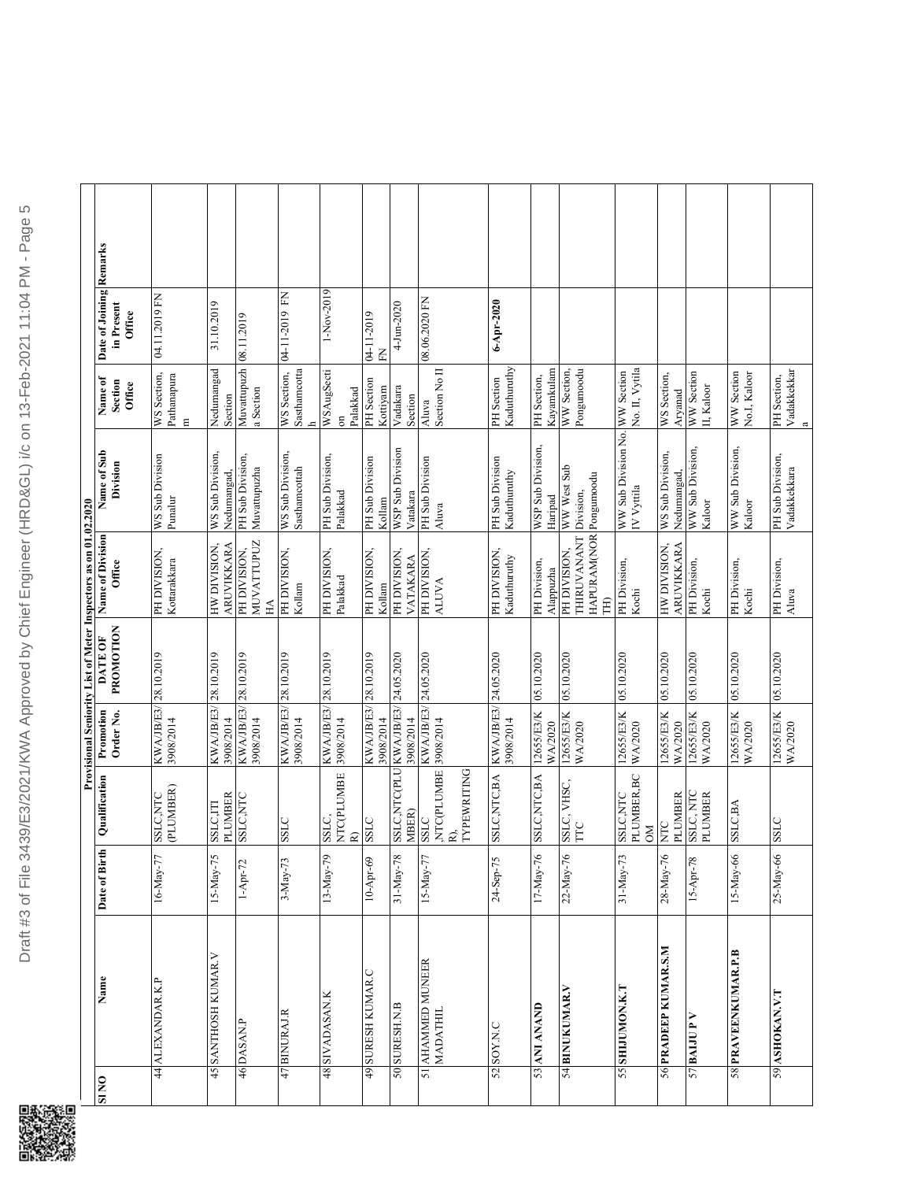Provisional Seniority List of Meter Inspectors as on 01.02.2020

| Sl NO | Name | Date of Birth | Qualification | Promotion Order No. | DATE OF PROMOTION | Name of Division Office | Name of Sub Division | Name of Section Office | Date of Joining in Present Office | Remarks |
|---|---|---|---|---|---|---|---|---|---|---|
| 44 | ALEXANDAR.K.P | 16-May-77 | SSLC,NTC (PLUMBER) | KWA/JB/E3/3908/2014 | 28.10.2019 | PH DIVISION, Kottarakkara | WS Sub Division Punalur | WS Section, Pathanapuram | 04.11.2019 FN | |
| 45 | SANTHOSH KUMAR.V | 15-May-75 | SSLC,ITI PLUMBER | KWA/JB/E3/3908/2014 | 28.10.2019 | HW DIVISION, ARUVIKKARA | WS Sub Division, Nedumangad, | Nedumangad Section | 31.10.2019 | |
| 46 | DASAN.P | 1-Apr-72 | SSLC,NTC | KWA/JB/E3/3908/2014 | 28.10.2019 | PH DIVISION, MUVATTUPUZHA | PH Sub Division, Muvattupuzha | Muvattupuzha Section | 08.11.2019 | |
| 47 | BINURAJ.R | 3-May-73 | SSLC | KWA/JB/E3/3908/2014 | 28.10.2019 | PH DIVISION, Kollam | WS Sub Division, Sasthamcottah | WS Section, Sasthamcottah | 04-11-2019 FN | |
| 48 | SIVADASAN.K | 13-May-79 | SSLC, NTC(PLUMBER) | KWA/JB/E3/3908/2014 | 28.10.2019 | PH DIVISION, Palakkad | PH Sub Division, Palakkad | WSAugSection Palakkad | 1-Nov-2019 | |
| 49 | SURESH KUMAR.C | 10-Apr-69 | SSLC | KWA/JB/E3/3908/2014 | 28.10.2019 | PH DIVISION, Kollam | PH Sub Division Kollam | PH Section Kottiyam | 04-11-2019 FN | |
| 50 | SURESH.N.B | 31-May-78 | SSLC,NTC(PLUMBER) | KWA/JB/E3/3908/2014 | 24.05.2020 | PH DIVISION, VATAKARA | WSP Sub Division Vatakara | Vadakara Section | 4-Jun-2020 | |
| 51 | AHAMMED MUNEER MADATHIL | 15-May-77 | SSLC ,NTC(PLUMBER), TYPEWRITING | KWA/JB/E3/3908/2014 | 24.05.2020 | PH DIVISION, ALUVA | PH Sub Division Aluva | Aluva Section No II | 08.06.2020 FN | |
| 52 | SOY.N.C | 24-Sep-75 | SSLC,NTC,BA | KWA/JB/E3/3908/2014 | 24.05.2020 | PH DIVISION, Kaduthuruthy | PH Sub Division Kaduthuruthy | PH Section Kaduthuruthy | **6-Apr-2020** | |
| 53 | **ANI ANAND** | 17-May-76 | SSLC,NTC,BA | 12655/E3/KWA/2020 | 05.10.2020 | PH Division, Alappuzha | WSP Sub Division, Haripad | PH Section, Kayamkulam | | |
| 54 | **BINUKUMAR.V** | 22-May-76 | SSLC, VHSC, TTC | 12655/E3/KWA/2020 | 05.10.2020 | PH DIVISION, THIRUVANANTHAPURAM(NORTH) | WW West Sub Division, Pongumoodu | WW Section, Pongumoodu | | |
| 55 | **SHIJUMON.K.T** | 31-May-73 | SSLC,NTC PLUMBER,BCOM | 12655/E3/KWA/2020 | 05.10.2020 | PH Division, Kochi | WW Sub Division No. IV Vyttila | WW Section No. II, Vytila | | |
| 56 | **PRADEEP KUMAR.S.M** | 28-May-76 | NTC PLUMBER | 12655/E3/KWA/2020 | 05.10.2020 | HW DIVISION, ARUVIKKARA | WS Sub Division, Nedumangad, | WS Section, Aryanad | | |
| 57 | **BAIJU P V** | 15-Apr-78 | SSLC, NTC PLUMBER | 12655/E3/KWA/2020 | 05.10.2020 | PH Division, Kochi | WW Sub Division, Kaloor | WW Section II, Kaloor | | |
| 58 | **PRAVEENKUMAR.P.B** | 15-May-66 | SSLC,BA | 12655/E3/KWA/2020 | 05.10.2020 | PH Division, Kochi | WW Sub Division, Kaloor | WW Section No.I, Kaloor | | |
| 59 | **ASHOKAN.V.T** | 25-May-66 | SSLC | 12655/E3/KWA/2020 | 05.10.2020 | PH Division, Aluva | PH Sub Division, Vadakkekkara | PH Section, Vadakkekkara | | |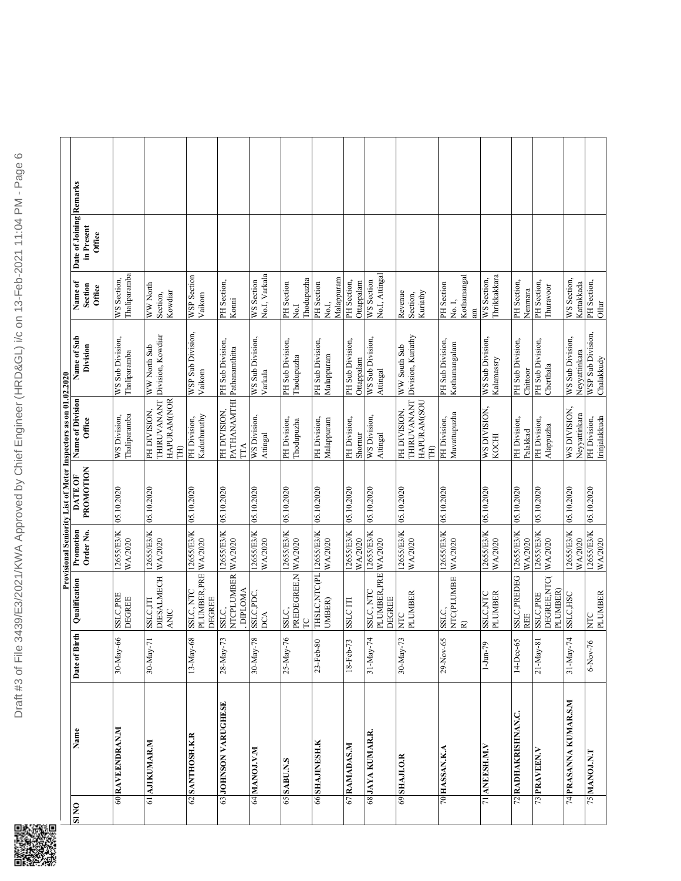Provisional Seniority List of Meter Inspectors as on 01.02.2020

| Sl NO | Name | Date of Birth | Qualification | Promotion Order No. | DATE OF PROMOTION | Name of Division Office | Name of Sub Division | Name of Section Office | Date of Joining in Present Office | Remarks |
|---|---|---|---|---|---|---|---|---|---|---|
| 60 | RAVEENDRAN.M | 30-May-66 | SSLC,PRE DEGREE | 12655/E3/KWA/2020 | 05.10.2020 | WS Division, Thaliparamba | WS Sub Division, Thaliparamba | WS Section, Thaliparamba | | |
| 61 | AJIKUMAR.M | 30-May-71 | SSLC.ITI DIESALMECHANIC | 12655/E3/KWA/2020 | 05.10.2020 | PH DIVISION, THIRUVANANTHAPURAM(NORTH) | WW North Sub Division, Kowdiar | WW North Section, Kowdiar | | |
| 62 | SANTHOSH.K.R | 13-May-68 | SSLC, NTC PLUMBER,PRE DEGREE | 12655/E3/KWA/2020 | 05.10.2020 | PH Division, Kaduthuruthy | WSP Sub Division, Vaikom | WSP Section Vaikom | | |
| 63 | JOHNSON VARUGHESE | 28-May-73 | SSLC, NTCPLUMBER,DIPLOMA | 12655/E3/KWA/2020 | 05.10.2020 | PH DIVISION, PATHANAMTHITTA | PH Sub Division, Pathanamthitta | PH Section, Konni | | |
| 64 | MANOJ.V.M | 30-May-78 | SSLC,PDC, DCA | 12655/E3/KWA/2020 | 05.10.2020 | WS Division, Attingal | WS Sub Division, Varkala | WS Section No.I, Varkala | | |
| 65 | SABU.N.S | 25-May-76 | SSLC, PREDEGREE,NTC | 12655/E3/KWA/2020 | 05.10.2020 | PH Division, Thodupuzha | PH Sub Division, Thodupuzha | PH Section No.I Thodupuzha | | |
| 66 | SHAJINESH.K | 23-Feb-80 | THSLC,NTC(PLUMBER) | 12655/E3/KWA/2020 | 05.10.2020 | PH Division, Malappuram | PH Sub Division, Malappuram | PH Section No.I, Malappuram | | |
| 67 | RAMADAS.M | 18-Feb-73 | SSLC ITI | 12655/E3/KWA/2020 | 05.10.2020 | PH Division, Shornur | PH Sub Division, Ottappalam | PH Section, Ottappalam | | |
| 68 | JAYA KUMAR.R. | 31-May-74 | SSLC, NTC PLUMBER,PRE DEGREE | 12655/E3/KWA/2020 | 05.10.2020 | WS Division, Attingal | WS Sub Division, Attingal | WS Section No.I, Attingal | | |
| 69 | SHAJI.O.R | 30-May-73 | NTC PLUMBER | 12655/E3/KWA/2020 | 05.10.2020 | PH DIVISION, THIRUVANANTHAPURAM(SOUTH) | WW South Sub Division, Kuriathy | Revenue Section, Kuriathy | | |
| 70 | HASSAN.K.A | 29-Nov-65 | SSLC, NTC(PLUMBER) | 12655/E3/KWA/2020 | 05.10.2020 | PH Division, Muvattupuzha | PH Sub Division, Kothamangalam | PH Section No. I, Kothamangalam | | |
| 71 | ANEESH.M.V | 1-Jun-79 | SSLC,NTC PLUMBER | 12655/E3/KWA/2020 | 05.10.2020 | WS DIVISION, KOCHI | WS Sub Division, Kalamassry | WS Section, Thrikkakkara | | |
| 72 | RADHAKRISHNAN.C. | 14-Dec-65 | SSLC,PREDEGREE | 12655/E3/KWA/2020 | 05.10.2020 | PH Division, Palakkad | PH Sub Division, Chittoor | PH Section, Nenmara | | |
| 73 | PRAVEEN.V | 21-May-81 | SSLC,PRE DEGREE,NTC(PLUMBER) | 12655/E3/KWA/2020 | 05.10.2020 | PH Division, Alappuzha | PH Sub Division, Cherthala | PH Section, Thuravoor | | |
| 74 | PRASANNA KUMAR.S.M | 31-May-74 | SSLC,HSC | 12655/E3/KWA/2020 | 05.10.2020 | WS DIVISION, Neyyattinkara | WS Sub Division, Neyyattinkara | WS Section, Kattakkada | | |
| 75 | MANOJ.N.T | 6-Nov-76 | NTC PLUMBER | 12655/E3/KWA/2020 | 05.10.2020 | PH Division, Irinjalakkuda | WSP Sub Division, Chalakkudy | PH Section, Ollur | | |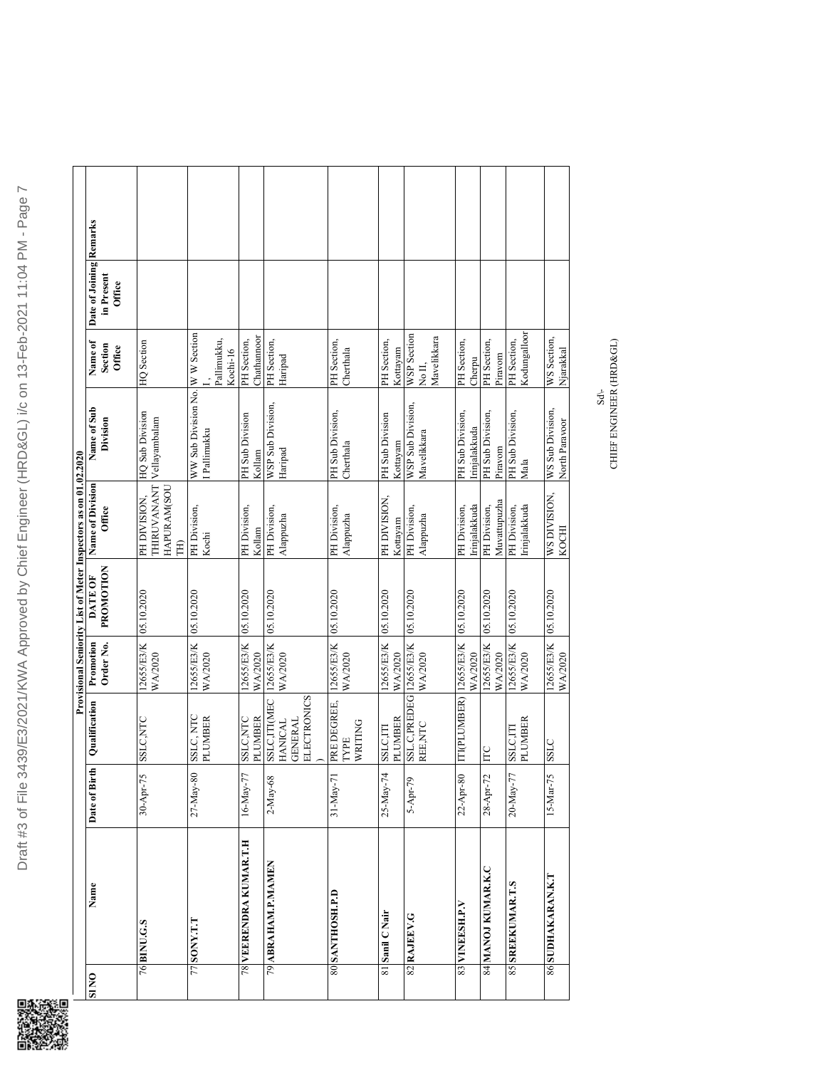## Provisional Seniority List of Meter Inspectors as on 01.02.2020

| Sl NO | Name | Date of Birth | Qualification | Promotion Order No. | DATE OF PROMOTION | Name of Division Office | Name of Sub Division | Name of Section Office | Date of Joining in Present Office | Remarks |
|---|---|---|---|---|---|---|---|---|---|---|
| 76 | BINU.G.S | 30-Apr-75 | SSLC,NTC | 12655/E3/KWA/2020 | 05.10.2020 | PH DIVISION, THIRUVANANTHAPURAM(SOUTH) | HQ Sub Division Vellayambalam | HQ Section | | |
| 77 | SONY.T.T | 27-May-80 | SSLC, NTC PLUMBER | 12655/E3/KWA/2020 | 05.10.2020 | PH Division, Kochi | WW Sub Division No. I Pallimukku | W W Section I, Pallimukku, Kochi-16 | | |
| 78 | VEERENDRA KUMAR.T.H | 16-May-77 | SSLC,NTC PLUMBER | 12655/E3/KWA/2020 | 05.10.2020 | PH Division, Kollam | PH Sub Division Kollam | PH Section, Chathannoor | | |
| 79 | ABRAHAM.P.MAMEN | 2-May-68 | SSLC,ITI(MECHANICAL GENERAL ELECTRONICS) | 12655/E3/KWA/2020 | 05.10.2020 | PH Division, Alappuzha | WSP Sub Division, Haripad | PH Section, Haripad | | |
| 80 | SANTHOSH.P.D | 31-May-71 | PRE DEGREE, TYPE WRITING | 12655/E3/KWA/2020 | 05.10.2020 | PH Division, Alappuzha | PH Sub Division, Cherthala | PH Section, Cherthala | | |
| 81 | Sanil C Nair | 25-May-74 | SSLC,ITI PLUMBER | 12655/E3/KWA/2020 | 05.10.2020 | PH DIVISION, Kottayam | PH Sub Division Kottayam | PH Section, Kottayam | | |
| 82 | RAJEEV.G | 5-Apr-79 | SSLC,PREDEGREE,NTC | 12655/E3/KWA/2020 | 05.10.2020 | PH Division, Alappuzha | WSP Sub Division, Mavelikkara | WSP Section No II, Mavelikkara | | |
| 83 | VINEESH.P.V | 22-Apr-80 | ITI(PLUMBER) | 12655/E3/KWA/2020 | 05.10.2020 | PH Division, Irinjalakkuda | PH Sub Division, Irinjalakkuda | PH Section, Cherpu | | |
| 84 | MANOJ KUMAR.K.C | 28-Apr-72 | ITC | 12655/E3/KWA/2020 | 05.10.2020 | PH Division, Muvattupuzha | PH Sub Division, Piravom | PH Section, Piravom | | |
| 85 | SREEKUMAR.T.S | 20-May-77 | SSLC,ITI PLUMBER | 12655/E3/KWA/2020 | 05.10.2020 | PH Division, Irinjalakkuda | PH Sub Division, Mala | PH Section, Kodungalloor | | |
| 86 | SUDHAKARAN.K.T | 15-Mar-75 | SSLC | 12655/E3/KWA/2020 | 05.10.2020 | WS DIVISION, KOCHI | WS Sub Division, North Paravoor | WS Section, Njarakkal | | |

Sd/-
CHIEF ENGINEER (HRD&GL)